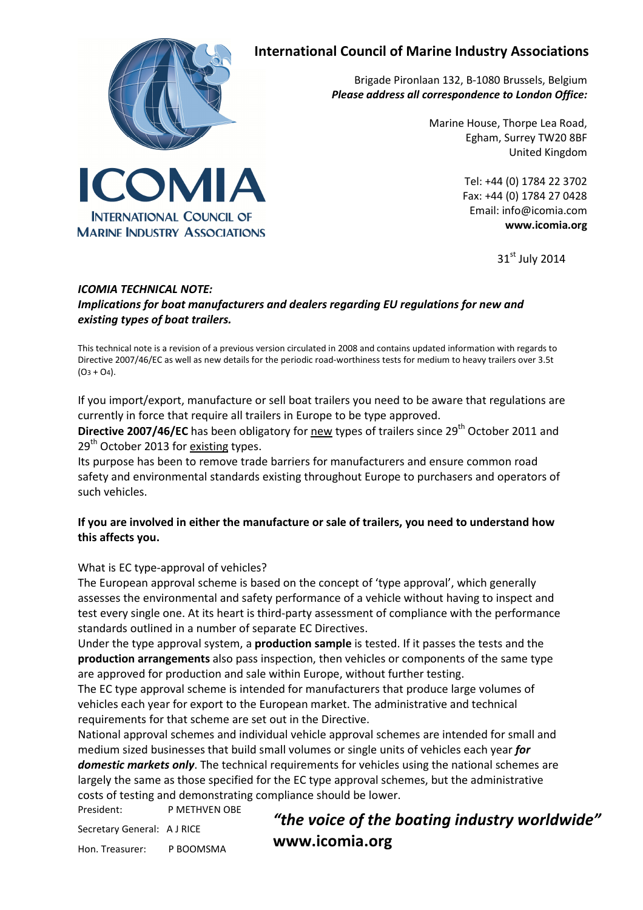# International Council of Marine Industry Associations

Brigade Pironlaan 132, B-1080 Brussels, Belgium
***Please address all correspondence to London Office:***

Marine House, Thorpe Lea Road,
Egham, Surrey TW20 8BF
United Kingdom

Tel: +44 (0) 1784 22 3702
Fax: +44 (0) 1784 27 0428
Email: info@icomia.com
**www.icomia.org**

31st July 2014

***ICOMIA TECHNICAL NOTE:***
***Implications for boat manufacturers and dealers regarding EU regulations for new and existing types of boat trailers.***

This technical note is a revision of a previous version circulated in 2008 and contains updated information with regards to Directive 2007/46/EC as well as new details for the periodic road-worthiness tests for medium to heavy trailers over 3.5t ($O_3$ + $O_4$).

If you import/export, manufacture or sell boat trailers you need to be aware that regulations are currently in force that require all trailers in Europe to be type approved.
**Directive 2007/46/EC** has been obligatory for new types of trailers since 29th October 2011 and 29th October 2013 for existing types.
Its purpose has been to remove trade barriers for manufacturers and ensure common road safety and environmental standards existing throughout Europe to purchasers and operators of such vehicles.

**If you are involved in either the manufacture or sale of trailers, you need to understand how this affects you.**

What is EC type-approval of vehicles?
The European approval scheme is based on the concept of 'type approval', which generally assesses the environmental and safety performance of a vehicle without having to inspect and test every single one. At its heart is third-party assessment of compliance with the performance standards outlined in a number of separate EC Directives.
Under the type approval system, a **production sample** is tested. If it passes the tests and the **production arrangements** also pass inspection, then vehicles or components of the same type are approved for production and sale within Europe, without further testing.
The EC type approval scheme is intended for manufacturers that produce large volumes of vehicles each year for export to the European market. The administrative and technical requirements for that scheme are set out in the Directive.
National approval schemes and individual vehicle approval schemes are intended for small and medium sized businesses that build small volumes or single units of vehicles each year ***for domestic markets only***. The technical requirements for vehicles using the national schemes are largely the same as those specified for the EC type approval schemes, but the administrative costs of testing and demonstrating compliance should be lower.

President: P METHVEN OBE
Secretary General: A J RICE
Hon. Treasurer: P BOOMSMA

***"the voice of the boating industry worldwide"***
**www.icomia.org**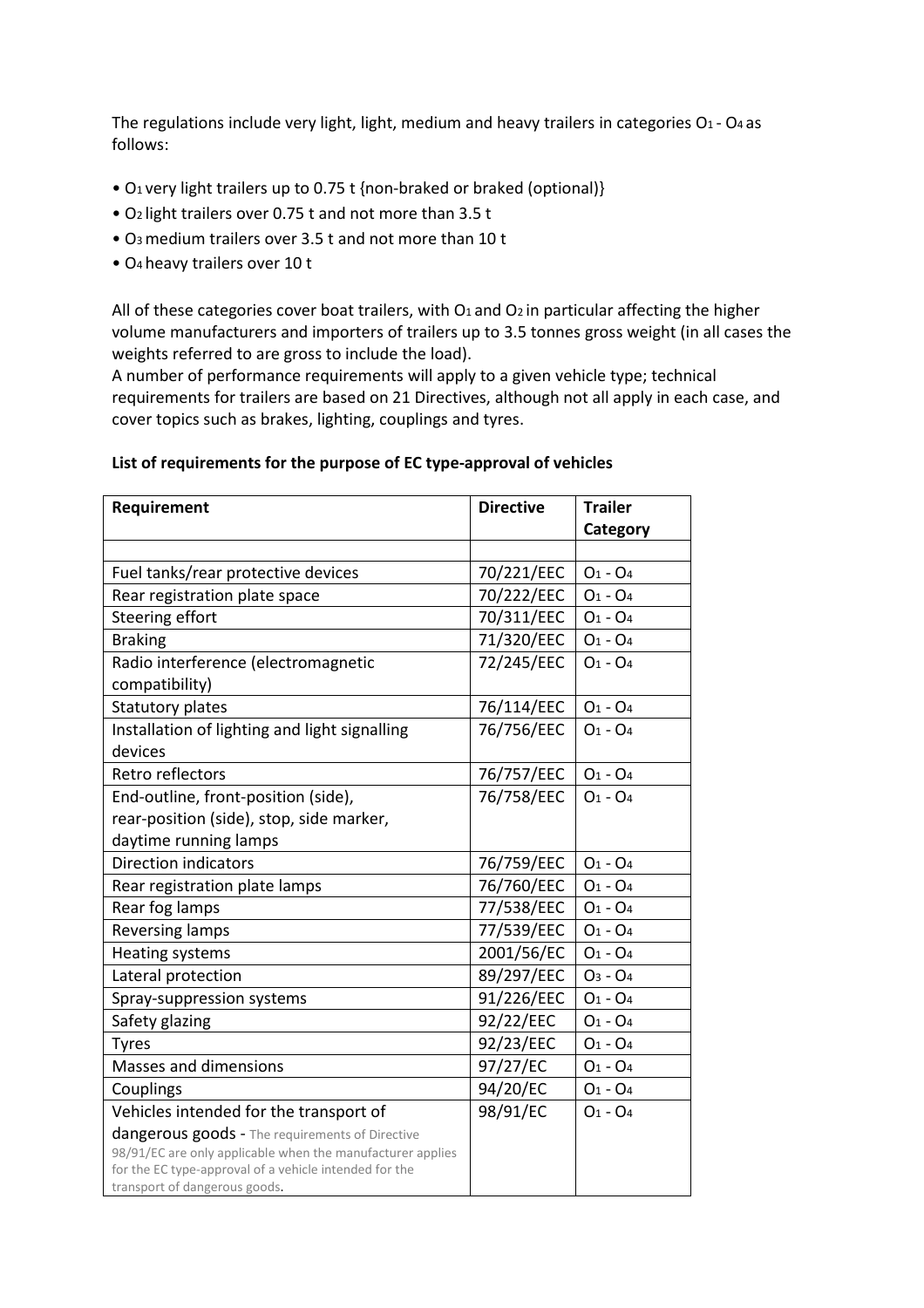The regulations include very light, light, medium and heavy trailers in categories $O_1$ - $O_4$ as follows:

- $O_1$ very light trailers up to 0.75 t {non-braked or braked (optional)}
- $O_2$ light trailers over 0.75 t and not more than 3.5 t
- $O_3$ medium trailers over 3.5 t and not more than 10 t
- $O_4$ heavy trailers over 10 t

All of these categories cover boat trailers, with $O_1$ and $O_2$ in particular affecting the higher volume manufacturers and importers of trailers up to 3.5 tonnes gross weight (in all cases the weights referred to are gross to include the load).
A number of performance requirements will apply to a given vehicle type; technical requirements for trailers are based on 21 Directives, although not all apply in each case, and cover topics such as brakes, lighting, couplings and tyres.

**List of requirements for the purpose of EC type-approval of vehicles**

| Requirement | Directive | Trailer Category |
|---|---|---|
| | | |
| Fuel tanks/rear protective devices | 70/221/EEC | $O_1$ - $O_4$ |
| Rear registration plate space | 70/222/EEC | $O_1$ - $O_4$ |
| Steering effort | 70/311/EEC | $O_1$ - $O_4$ |
| Braking | 71/320/EEC | $O_1$ - $O_4$ |
| Radio interference (electromagnetic compatibility) | 72/245/EEC | $O_1$ - $O_4$ |
| Statutory plates | 76/114/EEC | $O_1$ - $O_4$ |
| Installation of lighting and light signalling devices | 76/756/EEC | $O_1$ - $O_4$ |
| Retro reflectors | 76/757/EEC | $O_1$ - $O_4$ |
| End-outline, front-position (side), rear-position (side), stop, side marker, daytime running lamps | 76/758/EEC | $O_1$ - $O_4$ |
| Direction indicators | 76/759/EEC | $O_1$ - $O_4$ |
| Rear registration plate lamps | 76/760/EEC | $O_1$ - $O_4$ |
| Rear fog lamps | 77/538/EEC | $O_1$ - $O_4$ |
| Reversing lamps | 77/539/EEC | $O_1$ - $O_4$ |
| Heating systems | 2001/56/EC | $O_1$ - $O_4$ |
| Lateral protection | 89/297/EEC | $O_3$ - $O_4$ |
| Spray-suppression systems | 91/226/EEC | $O_1$ - $O_4$ |
| Safety glazing | 92/22/EEC | $O_1$ - $O_4$ |
| Tyres | 92/23/EEC | $O_1$ - $O_4$ |
| Masses and dimensions | 97/27/EC | $O_1$ - $O_4$ |
| Couplings | 94/20/EC | $O_1$ - $O_4$ |
| Vehicles intended for the transport of dangerous goods - The requirements of Directive 98/91/EC are only applicable when the manufacturer applies for the EC type-approval of a vehicle intended for the transport of dangerous goods. | 98/91/EC | $O_1$ - $O_4$ |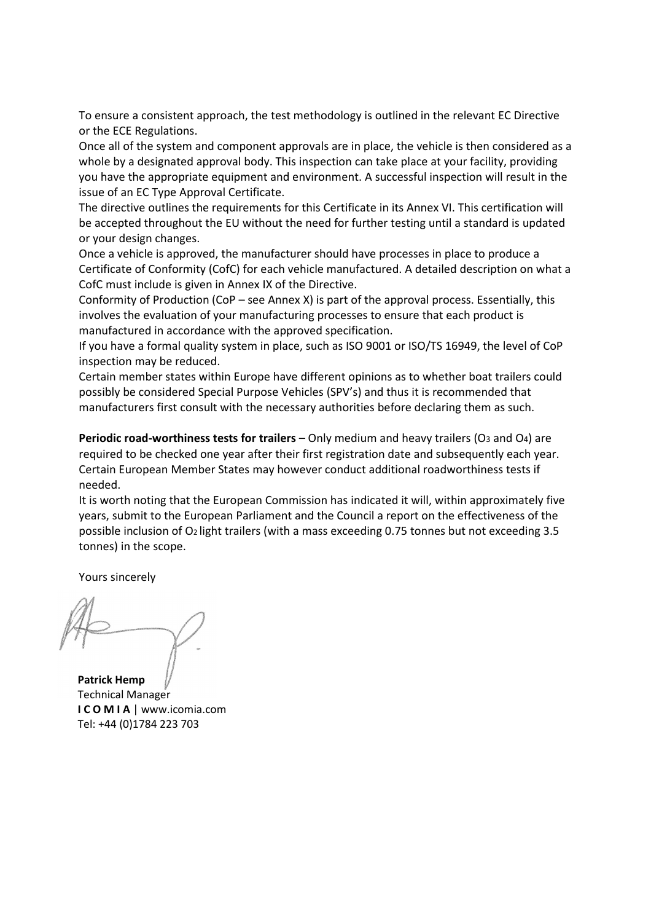To ensure a consistent approach, the test methodology is outlined in the relevant EC Directive or the ECE Regulations.

Once all of the system and component approvals are in place, the vehicle is then considered as a whole by a designated approval body. This inspection can take place at your facility, providing you have the appropriate equipment and environment. A successful inspection will result in the issue of an EC Type Approval Certificate.

The directive outlines the requirements for this Certificate in its Annex VI. This certification will be accepted throughout the EU without the need for further testing until a standard is updated or your design changes.

Once a vehicle is approved, the manufacturer should have processes in place to produce a Certificate of Conformity (CofC) for each vehicle manufactured. A detailed description on what a CofC must include is given in Annex IX of the Directive.

Conformity of Production (CoP – see Annex X) is part of the approval process. Essentially, this involves the evaluation of your manufacturing processes to ensure that each product is manufactured in accordance with the approved specification.

If you have a formal quality system in place, such as ISO 9001 or ISO/TS 16949, the level of CoP inspection may be reduced.

Certain member states within Europe have different opinions as to whether boat trailers could possibly be considered Special Purpose Vehicles (SPV's) and thus it is recommended that manufacturers first consult with the necessary authorities before declaring them as such.

**Periodic road-worthiness tests for trailers** – Only medium and heavy trailers ($O_3$ and $O_4$) are required to be checked one year after their first registration date and subsequently each year. Certain European Member States may however conduct additional roadworthiness tests if needed.

It is worth noting that the European Commission has indicated it will, within approximately five years, submit to the European Parliament and the Council a report on the effectiveness of the possible inclusion of $O_2$ light trailers (with a mass exceeding 0.75 tonnes but not exceeding 3.5 tonnes) in the scope.

Yours sincerely

**Patrick Hemp**
Technical Manager
**I C O M I A** | www.icomia.com
Tel: +44 (0)1784 223 703